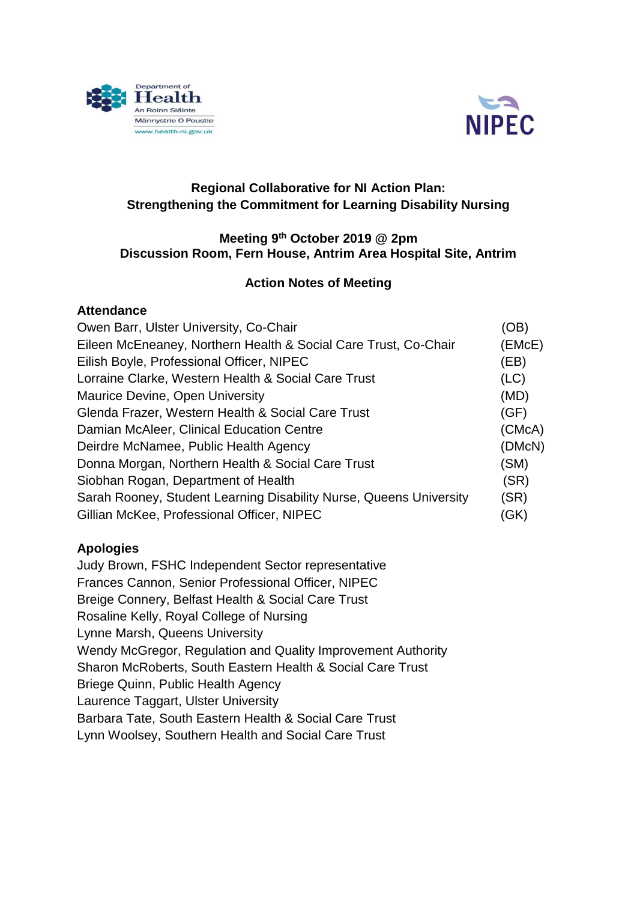**Regional Collaborative for NI Action Plan:**
**Strengthening the Commitment for Learning Disability Nursing**

**Meeting 9th October 2019 @ 2pm**
**Discussion Room, Fern House, Antrim Area Hospital Site, Antrim**

**Action Notes of Meeting**

**Attendance**

| | |
|---|---|
| Owen Barr, Ulster University, Co-Chair | (OB) |
| Eileen McEneaney, Northern Health & Social Care Trust, Co-Chair | (EMcE) |
| Eilish Boyle, Professional Officer, NIPEC | (EB) |
| Lorraine Clarke, Western Health & Social Care Trust | (LC) |
| Maurice Devine, Open University | (MD) |
| Glenda Frazer, Western Health & Social Care Trust | (GF) |
| Damian McAleer, Clinical Education Centre | (CMcA) |
| Deirdre McNamee, Public Health Agency | (DMcN) |
| Donna Morgan, Northern Health & Social Care Trust | (SM) |
| Siobhan Rogan, Department of Health | (SR) |
| Sarah Rooney, Student Learning Disability Nurse, Queens University | (SR) |
| Gillian McKee, Professional Officer, NIPEC | (GK) |

**Apologies**

Judy Brown, FSHC Independent Sector representative
Frances Cannon, Senior Professional Officer, NIPEC
Breige Connery, Belfast Health & Social Care Trust
Rosaline Kelly, Royal College of Nursing
Lynne Marsh, Queens University
Wendy McGregor, Regulation and Quality Improvement Authority
Sharon McRoberts, South Eastern Health & Social Care Trust
Briege Quinn, Public Health Agency
Laurence Taggart, Ulster University
Barbara Tate, South Eastern Health & Social Care Trust
Lynn Woolsey, Southern Health and Social Care Trust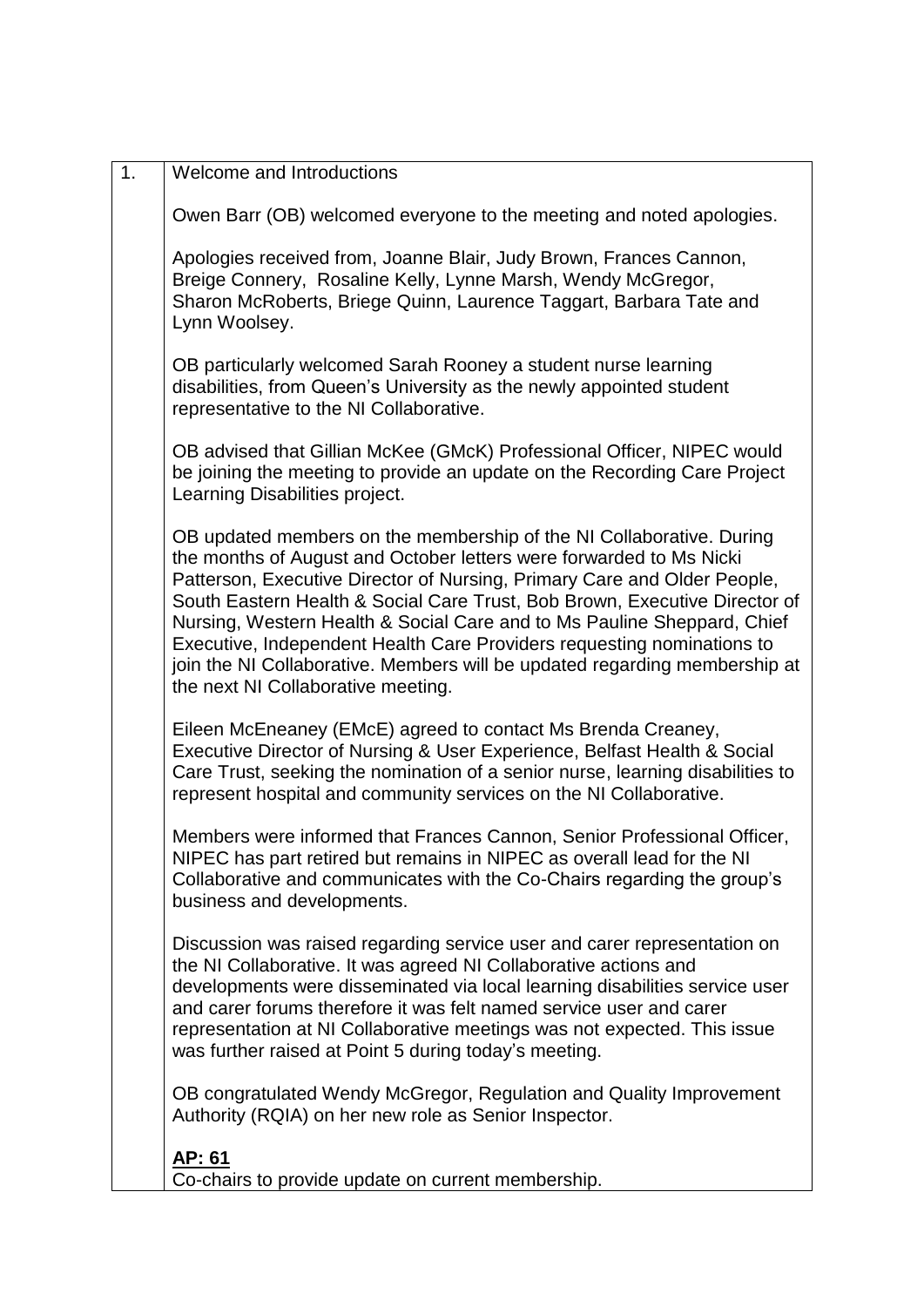| 1. | Welcome and Introductions<br><br>Owen Barr (OB) welcomed everyone to the meeting and noted apologies.<br><br>Apologies received from, Joanne Blair, Judy Brown, Frances Cannon, Breige Connery, Rosaline Kelly, Lynne Marsh, Wendy McGregor, Sharon McRoberts, Briege Quinn, Laurence Taggart, Barbara Tate and Lynn Woolsey.<br><br>OB particularly welcomed Sarah Rooney a student nurse learning disabilities, from Queen's University as the newly appointed student representative to the NI Collaborative.<br><br>OB advised that Gillian McKee (GMcK) Professional Officer, NIPEC would be joining the meeting to provide an update on the Recording Care Project Learning Disabilities project.<br><br>OB updated members on the membership of the NI Collaborative. During the months of August and October letters were forwarded to Ms Nicki Patterson, Executive Director of Nursing, Primary Care and Older People, South Eastern Health & Social Care Trust, Bob Brown, Executive Director of Nursing, Western Health & Social Care and to Ms Pauline Sheppard, Chief Executive, Independent Health Care Providers requesting nominations to join the NI Collaborative. Members will be updated regarding membership at the next NI Collaborative meeting.<br><br>Eileen McEneaney (EMcE) agreed to contact Ms Brenda Creaney, Executive Director of Nursing & User Experience, Belfast Health & Social Care Trust, seeking the nomination of a senior nurse, learning disabilities to represent hospital and community services on the NI Collaborative.<br><br>Members were informed that Frances Cannon, Senior Professional Officer, NIPEC has part retired but remains in NIPEC as overall lead for the NI Collaborative and communicates with the Co-Chairs regarding the group's business and developments.<br><br>Discussion was raised regarding service user and carer representation on the NI Collaborative. It was agreed NI Collaborative actions and developments were disseminated via local learning disabilities service user and carer forums therefore it was felt named service user and carer representation at NI Collaborative meetings was not expected. This issue was further raised at Point 5 during today's meeting.<br><br>OB congratulated Wendy McGregor, Regulation and Quality Improvement Authority (RQIA) on her new role as Senior Inspector.<br><br>**<u>AP: 61</u>**<br>Co-chairs to provide update on current membership. |
|---|---|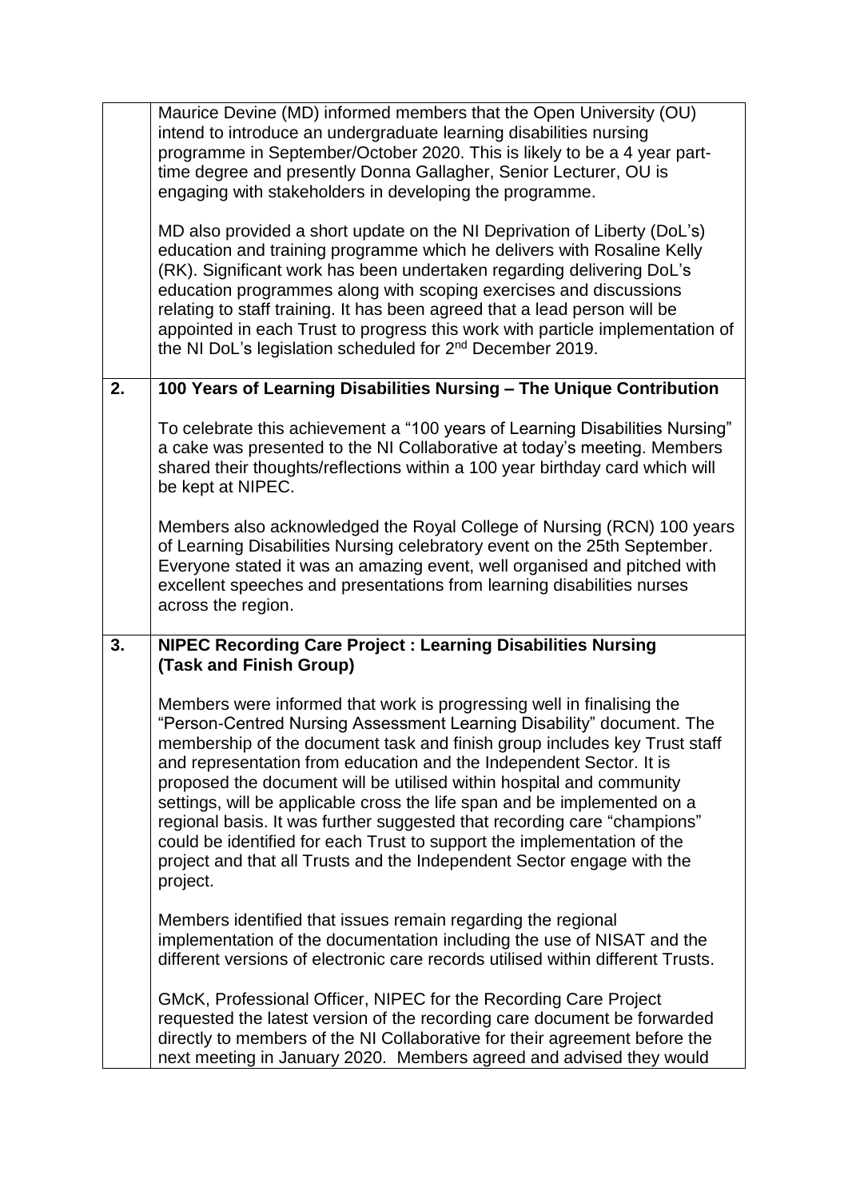| | |
|---|---|
| | Maurice Devine (MD) informed members that the Open University (OU) intend to introduce an undergraduate learning disabilities nursing programme in September/October 2020. This is likely to be a 4 year part-time degree and presently Donna Gallagher, Senior Lecturer, OU is engaging with stakeholders in developing the programme.<br><br>MD also provided a short update on the NI Deprivation of Liberty (DoL's) education and training programme which he delivers with Rosaline Kelly (RK). Significant work has been undertaken regarding delivering DoL's education programmes along with scoping exercises and discussions relating to staff training. It has been agreed that a lead person will be appointed in each Trust to progress this work with particle implementation of the NI DoL's legislation scheduled for 2nd December 2019. |
| **2.** | **100 Years of Learning Disabilities Nursing – The Unique Contribution**<br><br>To celebrate this achievement a "100 years of Learning Disabilities Nursing" a cake was presented to the NI Collaborative at today's meeting. Members shared their thoughts/reflections within a 100 year birthday card which will be kept at NIPEC.<br><br>Members also acknowledged the Royal College of Nursing (RCN) 100 years of Learning Disabilities Nursing celebratory event on the 25th September. Everyone stated it was an amazing event, well organised and pitched with excellent speeches and presentations from learning disabilities nurses across the region. |
| **3.** | **NIPEC Recording Care Project : Learning Disabilities Nursing (Task and Finish Group)**<br><br>Members were informed that work is progressing well in finalising the "Person-Centred Nursing Assessment Learning Disability" document. The membership of the document task and finish group includes key Trust staff and representation from education and the Independent Sector. It is proposed the document will be utilised within hospital and community settings, will be applicable cross the life span and be implemented on a regional basis. It was further suggested that recording care "champions" could be identified for each Trust to support the implementation of the project and that all Trusts and the Independent Sector engage with the project.<br><br>Members identified that issues remain regarding the regional implementation of the documentation including the use of NISAT and the different versions of electronic care records utilised within different Trusts.<br><br>GMcK, Professional Officer, NIPEC for the Recording Care Project requested the latest version of the recording care document be forwarded directly to members of the NI Collaborative for their agreement before the next meeting in January 2020. Members agreed and advised they would |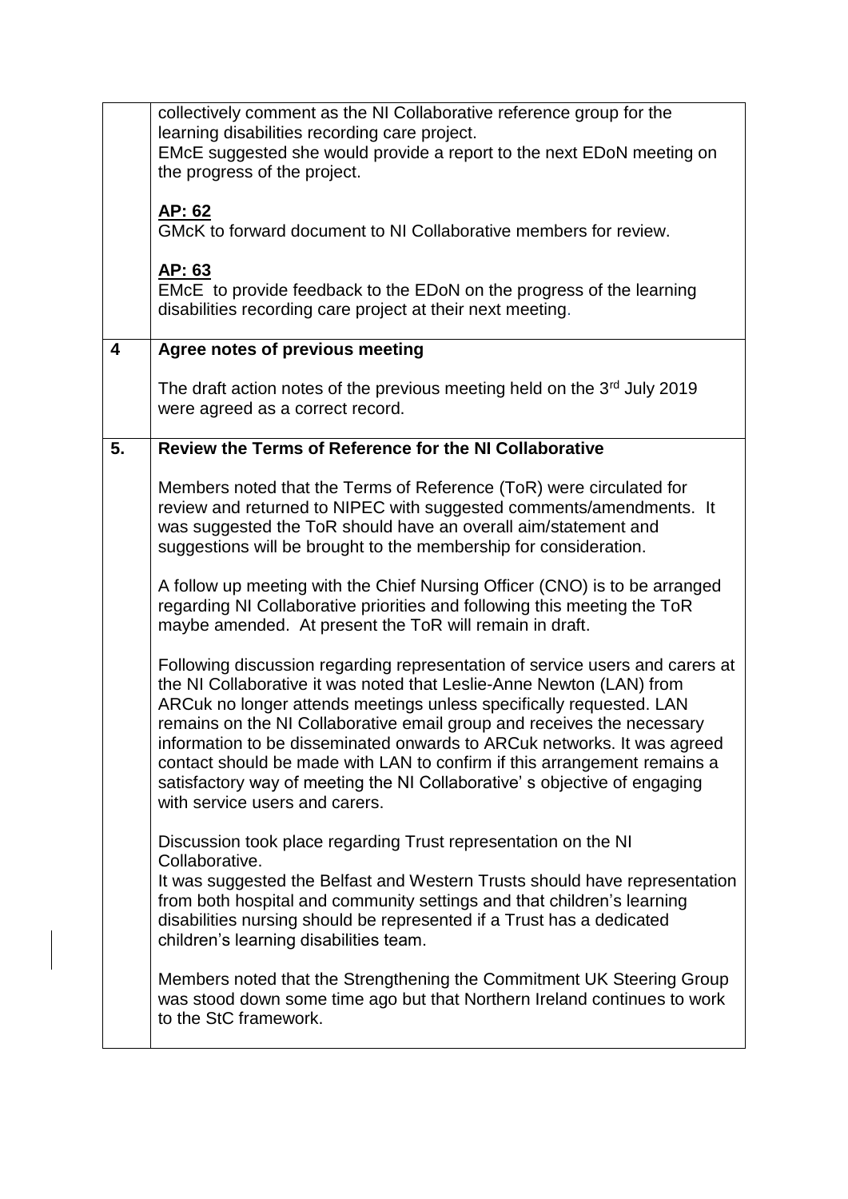| | |
|---|---|
| | collectively comment as the NI Collaborative reference group for the learning disabilities recording care project.<br>EMcE suggested she would provide a report to the next EDoN meeting on the progress of the project.<br><br>**AP: 62**<br>GMcK to forward document to NI Collaborative members for review.<br><br>**AP: 63**<br>EMcE to provide feedback to the EDoN on the progress of the learning disabilities recording care project at their next meeting. |
| **4** | **Agree notes of previous meeting**<br><br>The draft action notes of the previous meeting held on the 3rd July 2019 were agreed as a correct record. |
| **5.** | **Review the Terms of Reference for the NI Collaborative**<br><br>Members noted that the Terms of Reference (ToR) were circulated for review and returned to NIPEC with suggested comments/amendments. It was suggested the ToR should have an overall aim/statement and suggestions will be brought to the membership for consideration.<br><br>A follow up meeting with the Chief Nursing Officer (CNO) is to be arranged regarding NI Collaborative priorities and following this meeting the ToR maybe amended. At present the ToR will remain in draft.<br><br>Following discussion regarding representation of service users and carers at the NI Collaborative it was noted that Leslie-Anne Newton (LAN) from ARCuk no longer attends meetings unless specifically requested. LAN remains on the NI Collaborative email group and receives the necessary information to be disseminated onwards to ARCuk networks. It was agreed contact should be made with LAN to confirm if this arrangement remains a satisfactory way of meeting the NI Collaborative' s objective of engaging with service users and carers.<br><br>Discussion took place regarding Trust representation on the NI Collaborative.<br>It was suggested the Belfast and Western Trusts should have representation from both hospital and community settings and that children's learning disabilities nursing should be represented if a Trust has a dedicated children's learning disabilities team.<br><br>Members noted that the Strengthening the Commitment UK Steering Group was stood down some time ago but that Northern Ireland continues to work to the StC framework. |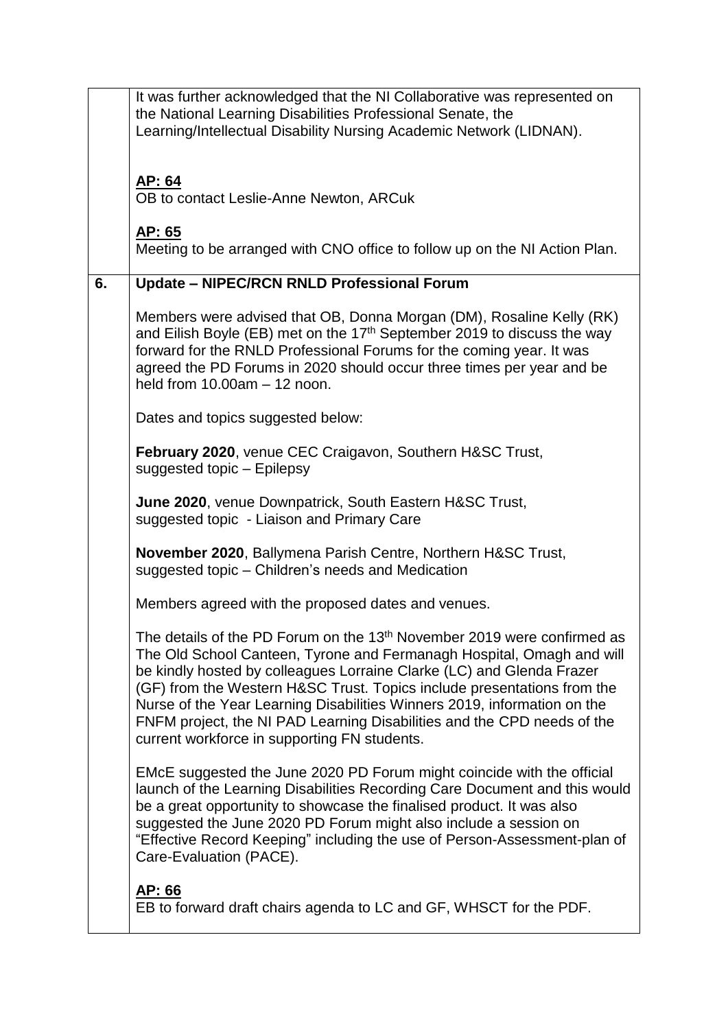| | |
|---|---|
| | It was further acknowledged that the NI Collaborative was represented on the National Learning Disabilities Professional Senate, the Learning/Intellectual Disability Nursing Academic Network (LIDNAN).<br><br>**<u>AP: 64</u>**<br>OB to contact Leslie-Anne Newton, ARCuk<br><br>**<u>AP: 65</u>**<br>Meeting to be arranged with CNO office to follow up on the NI Action Plan. |
| **6.** | **Update – NIPEC/RCN RNLD Professional Forum**<br><br>Members were advised that OB, Donna Morgan (DM), Rosaline Kelly (RK) and Eilish Boyle (EB) met on the 17th September 2019 to discuss the way forward for the RNLD Professional Forums for the coming year. It was agreed the PD Forums in 2020 should occur three times per year and be held from 10.00am – 12 noon.<br><br>Dates and topics suggested below:<br><br>**February 2020**, venue CEC Craigavon, Southern H&SC Trust, suggested topic – Epilepsy<br><br>**June 2020**, venue Downpatrick, South Eastern H&SC Trust, suggested topic - Liaison and Primary Care<br><br>**November 2020**, Ballymena Parish Centre, Northern H&SC Trust, suggested topic – Children's needs and Medication<br><br>Members agreed with the proposed dates and venues.<br><br>The details of the PD Forum on the 13th November 2019 were confirmed as The Old School Canteen, Tyrone and Fermanagh Hospital, Omagh and will be kindly hosted by colleagues Lorraine Clarke (LC) and Glenda Frazer (GF) from the Western H&SC Trust. Topics include presentations from the Nurse of the Year Learning Disabilities Winners 2019, information on the FNFM project, the NI PAD Learning Disabilities and the CPD needs of the current workforce in supporting FN students.<br><br>EMcE suggested the June 2020 PD Forum might coincide with the official launch of the Learning Disabilities Recording Care Document and this would be a great opportunity to showcase the finalised product. It was also suggested the June 2020 PD Forum might also include a session on "Effective Record Keeping" including the use of Person-Assessment-plan of Care-Evaluation (PACE).<br><br>**<u>AP: 66</u>**<br>EB to forward draft chairs agenda to LC and GF, WHSCT for the PDF. |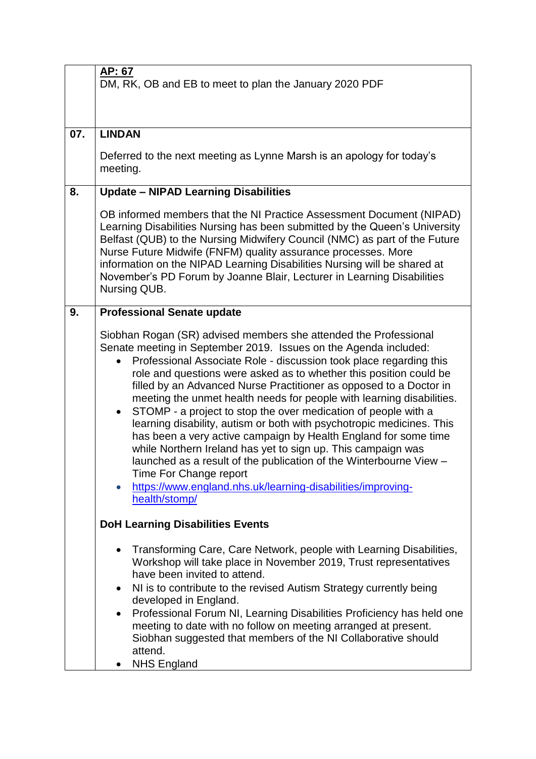| | |
|---|---|
| | **AP: 67**<br>DM, RK, OB and EB to meet to plan the January 2020 PDF |
| **07.** | **LINDAN**<br><br>Deferred to the next meeting as Lynne Marsh is an apology for today's meeting. |
| **8.** | **Update – NIPAD Learning Disabilities**<br><br>OB informed members that the NI Practice Assessment Document (NIPAD) Learning Disabilities Nursing has been submitted by the Queen's University Belfast (QUB) to the Nursing Midwifery Council (NMC) as part of the Future Nurse Future Midwife (FNFM) quality assurance processes. More information on the NIPAD Learning Disabilities Nursing will be shared at November's PD Forum by Joanne Blair, Lecturer in Learning Disabilities Nursing QUB. |
| **9.** | **Professional Senate update**<br><br>Siobhan Rogan (SR) advised members she attended the Professional Senate meeting in September 2019. Issues on the Agenda included:<br>• Professional Associate Role - discussion took place regarding this role and questions were asked as to whether this position could be filled by an Advanced Nurse Practitioner as opposed to a Doctor in meeting the unmet health needs for people with learning disabilities.<br>• STOMP - a project to stop the over medication of people with a learning disability, autism or both with psychotropic medicines. This has been a very active campaign by Health England for some time while Northern Ireland has yet to sign up. This campaign was launched as a result of the publication of the Winterbourne View – Time For Change report<br>• https://www.england.nhs.uk/learning-disabilities/improving-health/stomp/<br><br>**DoH Learning Disabilities Events**<br><br>• Transforming Care, Care Network, people with Learning Disabilities, Workshop will take place in November 2019, Trust representatives have been invited to attend.<br>• NI is to contribute to the revised Autism Strategy currently being developed in England.<br>• Professional Forum NI, Learning Disabilities Proficiency has held one meeting to date with no follow on meeting arranged at present. Siobhan suggested that members of the NI Collaborative should attend.<br>• NHS England |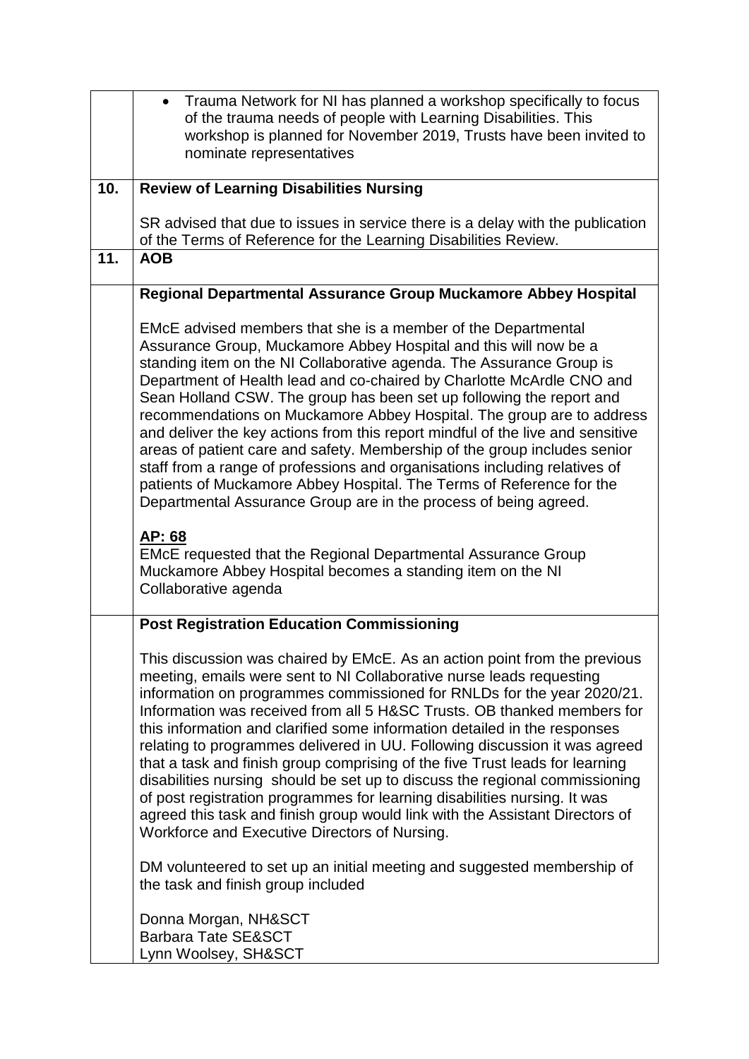| | |
|---|---|
| | • Trauma Network for NI has planned a workshop specifically to focus of the trauma needs of people with Learning Disabilities. This workshop is planned for November 2019, Trusts have been invited to nominate representatives |
| **10.** | **Review of Learning Disabilities Nursing**<br><br>SR advised that due to issues in service there is a delay with the publication of the Terms of Reference for the Learning Disabilities Review. |
| **11.** | **AOB** |
| | **Regional Departmental Assurance Group Muckamore Abbey Hospital**<br><br>EMcE advised members that she is a member of the Departmental Assurance Group, Muckamore Abbey Hospital and this will now be a standing item on the NI Collaborative agenda. The Assurance Group is Department of Health lead and co-chaired by Charlotte McArdle CNO and Sean Holland CSW. The group has been set up following the report and recommendations on Muckamore Abbey Hospital. The group are to address and deliver the key actions from this report mindful of the live and sensitive areas of patient care and safety. Membership of the group includes senior staff from a range of professions and organisations including relatives of patients of Muckamore Abbey Hospital. The Terms of Reference for the Departmental Assurance Group are in the process of being agreed.<br><br>**<u>AP: 68</u>**<br>EMcE requested that the Regional Departmental Assurance Group Muckamore Abbey Hospital becomes a standing item on the NI Collaborative agenda |
| | **Post Registration Education Commissioning**<br><br>This discussion was chaired by EMcE. As an action point from the previous meeting, emails were sent to NI Collaborative nurse leads requesting information on programmes commissioned for RNLDs for the year 2020/21. Information was received from all 5 H&SC Trusts. OB thanked members for this information and clarified some information detailed in the responses relating to programmes delivered in UU. Following discussion it was agreed that a task and finish group comprising of the five Trust leads for learning disabilities nursing should be set up to discuss the regional commissioning of post registration programmes for learning disabilities nursing. It was agreed this task and finish group would link with the Assistant Directors of Workforce and Executive Directors of Nursing.<br><br>DM volunteered to set up an initial meeting and suggested membership of the task and finish group included<br><br>Donna Morgan, NH&SCT<br>Barbara Tate SE&SCT<br>Lynn Woolsey, SH&SCT |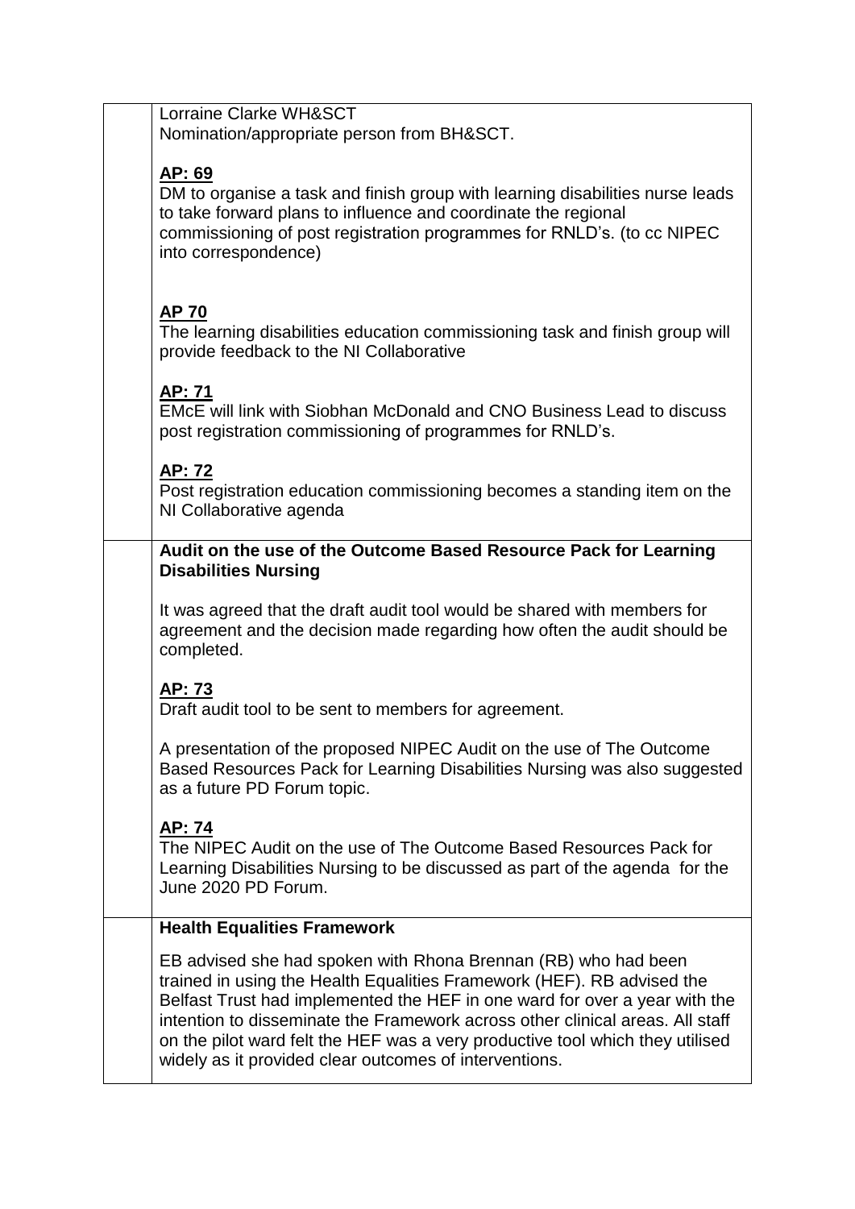| | |
|---|---|
| | Lorraine Clarke WH&SCT<br>Nomination/appropriate person from BH&SCT.<br><br>**AP: 69**<br>DM to organise a task and finish group with learning disabilities nurse leads to take forward plans to influence and coordinate the regional commissioning of post registration programmes for RNLD's. (to cc NIPEC into correspondence)<br><br>**AP 70**<br>The learning disabilities education commissioning task and finish group will provide feedback to the NI Collaborative<br><br>**AP: 71**<br>EMcE will link with Siobhan McDonald and CNO Business Lead to discuss post registration commissioning of programmes for RNLD's.<br><br>**AP: 72**<br>Post registration education commissioning becomes a standing item on the NI Collaborative agenda |
| | **Audit on the use of the Outcome Based Resource Pack for Learning Disabilities Nursing**<br><br>It was agreed that the draft audit tool would be shared with members for agreement and the decision made regarding how often the audit should be completed.<br><br>**AP: 73**<br>Draft audit tool to be sent to members for agreement.<br><br>A presentation of the proposed NIPEC Audit on the use of The Outcome Based Resources Pack for Learning Disabilities Nursing was also suggested as a future PD Forum topic.<br><br>**AP: 74**<br>The NIPEC Audit on the use of The Outcome Based Resources Pack for Learning Disabilities Nursing to be discussed as part of the agenda for the June 2020 PD Forum. |
| | **Health Equalities Framework**<br><br>EB advised she had spoken with Rhona Brennan (RB) who had been trained in using the Health Equalities Framework (HEF). RB advised the Belfast Trust had implemented the HEF in one ward for over a year with the intention to disseminate the Framework across other clinical areas. All staff on the pilot ward felt the HEF was a very productive tool which they utilised widely as it provided clear outcomes of interventions. |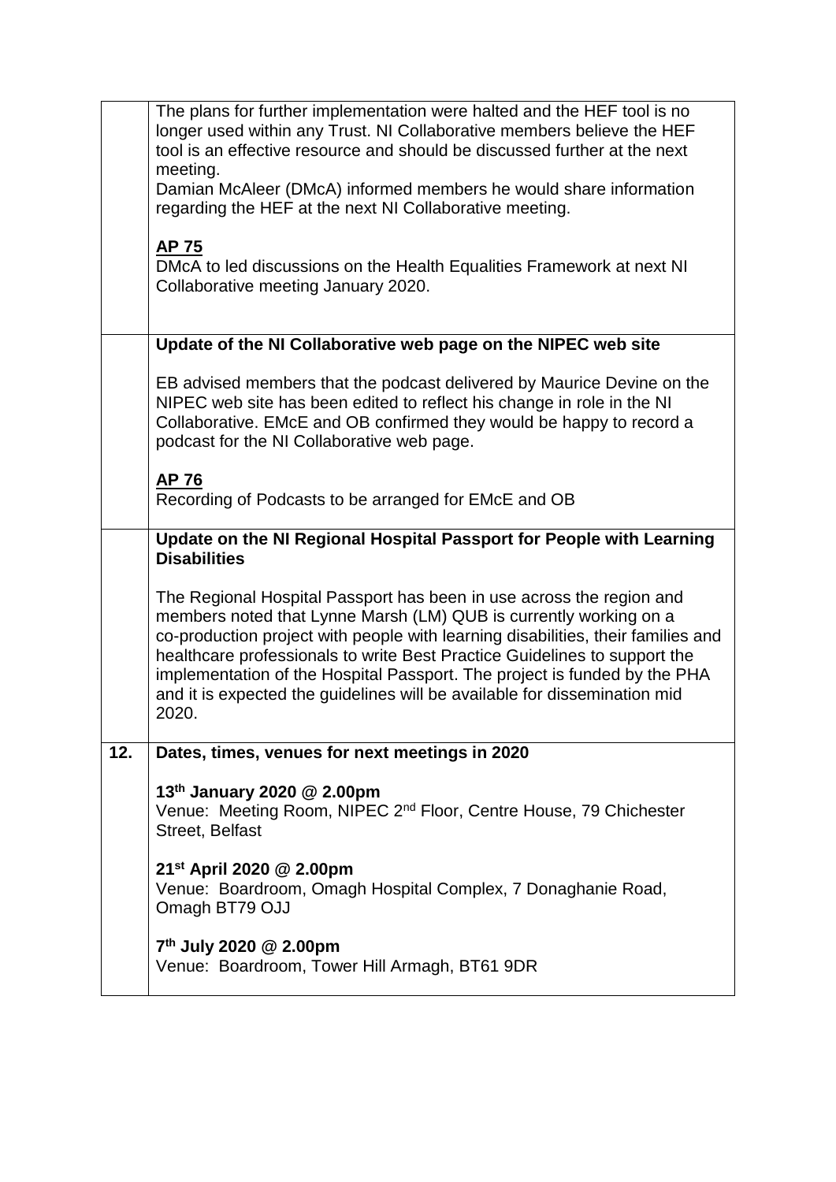| | |
|---|---|
| | The plans for further implementation were halted and the HEF tool is no longer used within any Trust. NI Collaborative members believe the HEF tool is an effective resource and should be discussed further at the next meeting.<br>Damian McAleer (DMcA) informed members he would share information regarding the HEF at the next NI Collaborative meeting.<br><br>**<u>AP 75</u>**<br>DMcA to led discussions on the Health Equalities Framework at next NI Collaborative meeting January 2020. |
| | **Update of the NI Collaborative web page on the NIPEC web site**<br><br>EB advised members that the podcast delivered by Maurice Devine on the NIPEC web site has been edited to reflect his change in role in the NI Collaborative. EMcE and OB confirmed they would be happy to record a podcast for the NI Collaborative web page.<br><br>**<u>AP 76</u>**<br>Recording of Podcasts to be arranged for EMcE and OB |
| | **Update on the NI Regional Hospital Passport for People with Learning Disabilities**<br><br>The Regional Hospital Passport has been in use across the region and members noted that Lynne Marsh (LM) QUB is currently working on a co-production project with people with learning disabilities, their families and healthcare professionals to write Best Practice Guidelines to support the implementation of the Hospital Passport. The project is funded by the PHA and it is expected the guidelines will be available for dissemination mid 2020. |
| **12.** | **Dates, times, venues for next meetings in 2020**<br><br>**13th January 2020 @ 2.00pm**<br>Venue: Meeting Room, NIPEC 2nd Floor, Centre House, 79 Chichester Street, Belfast<br><br>**21st April 2020 @ 2.00pm**<br>Venue: Boardroom, Omagh Hospital Complex, 7 Donaghanie Road, Omagh BT79 OJJ<br><br>**7th July 2020 @ 2.00pm**<br>Venue: Boardroom, Tower Hill Armagh, BT61 9DR |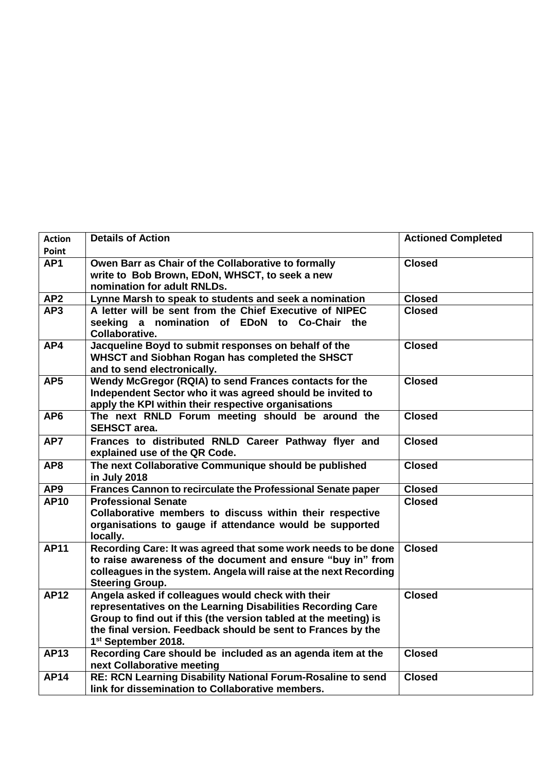| Action Point | Details of Action | Actioned Completed |
|---|---|---|
| **AP1** | **Owen Barr as Chair of the Collaborative to formally write to Bob Brown, EDoN, WHSCT, to seek a new nomination for adult RNLDs.** | **Closed** |
| **AP2** | **Lynne Marsh to speak to students and seek a nomination** | **Closed** |
| **AP3** | **A letter will be sent from the Chief Executive of NIPEC seeking a nomination of EDoN to Co-Chair the Collaborative.** | **Closed** |
| **AP4** | **Jacqueline Boyd to submit responses on behalf of the WHSCT and Siobhan Rogan has completed the SHSCT and to send electronically.** | **Closed** |
| **AP5** | **Wendy McGregor (RQIA) to send Frances contacts for the Independent Sector who it was agreed should be invited to apply the KPI within their respective organisations** | **Closed** |
| **AP6** | **The next RNLD Forum meeting should be around the SEHSCT area.** | **Closed** |
| **AP7** | **Frances to distributed RNLD Career Pathway flyer and explained use of the QR Code.** | **Closed** |
| **AP8** | **The next Collaborative Communique should be published in July 2018** | **Closed** |
| **AP9** | **Frances Cannon to recirculate the Professional Senate paper** | **Closed** |
| **AP10** | **Professional Senate**<br>**Collaborative members to discuss within their respective organisations to gauge if attendance would be supported locally.** | **Closed** |
| **AP11** | **Recording Care: It was agreed that some work needs to be done to raise awareness of the document and ensure "buy in" from colleagues in the system. Angela will raise at the next Recording Steering Group.** | **Closed** |
| **AP12** | **Angela asked if colleagues would check with their representatives on the Learning Disabilities Recording Care Group to find out if this (the version tabled at the meeting) is the final version. Feedback should be sent to Frances by the 1st September 2018.** | **Closed** |
| **AP13** | **Recording Care should be included as an agenda item at the next Collaborative meeting** | **Closed** |
| **AP14** | **RE: RCN Learning Disability National Forum-Rosaline to send link for dissemination to Collaborative members.** | **Closed** |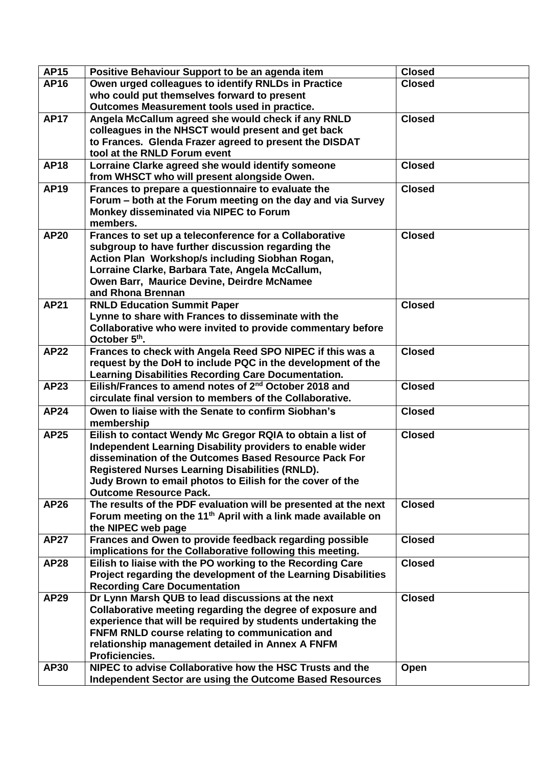| AP15 | Positive Behaviour Support to be an agenda item | Closed |
|---|---|---|
| AP16 | Owen urged colleagues to identify RNLDs in Practice who could put themselves forward to present Outcomes Measurement tools used in practice. | Closed |
| AP17 | Angela McCallum agreed she would check if any RNLD colleagues in the NHSCT would present and get back to Frances. Glenda Frazer agreed to present the DISDAT tool at the RNLD Forum event | Closed |
| AP18 | Lorraine Clarke agreed she would identify someone from WHSCT who will present alongside Owen. | Closed |
| AP19 | Frances to prepare a questionnaire to evaluate the Forum – both at the Forum meeting on the day and via Survey Monkey disseminated via NIPEC to Forum members. | Closed |
| AP20 | Frances to set up a teleconference for a Collaborative subgroup to have further discussion regarding the Action Plan Workshop/s including Siobhan Rogan, Lorraine Clarke, Barbara Tate, Angela McCallum, Owen Barr, Maurice Devine, Deirdre McNamee and Rhona Brennan | Closed |
| AP21 | RNLD Education Summit Paper<br>Lynne to share with Frances to disseminate with the Collaborative who were invited to provide commentary before October 5th. | Closed |
| AP22 | Frances to check with Angela Reed SPO NIPEC if this was a request by the DoH to include PQC in the development of the Learning Disabilities Recording Care Documentation. | Closed |
| AP23 | Eilish/Frances to amend notes of 2nd October 2018 and circulate final version to members of the Collaborative. | Closed |
| AP24 | Owen to liaise with the Senate to confirm Siobhan's membership | Closed |
| AP25 | Eilish to contact Wendy Mc Gregor RQIA to obtain a list of Independent Learning Disability providers to enable wider dissemination of the Outcomes Based Resource Pack For Registered Nurses Learning Disabilities (RNLD).<br>Judy Brown to email photos to Eilish for the cover of the Outcome Resource Pack. | Closed |
| AP26 | The results of the PDF evaluation will be presented at the next Forum meeting on the 11th April with a link made available on the NIPEC web page | Closed |
| AP27 | Frances and Owen to provide feedback regarding possible implications for the Collaborative following this meeting. | Closed |
| AP28 | Eilish to liaise with the PO working to the Recording Care Project regarding the development of the Learning Disabilities Recording Care Documentation | Closed |
| AP29 | Dr Lynn Marsh QUB to lead discussions at the next Collaborative meeting regarding the degree of exposure and experience that will be required by students undertaking the FNFM RNLD course relating to communication and relationship management detailed in Annex A FNFM Proficiencies. | Closed |
| AP30 | NIPEC to advise Collaborative how the HSC Trusts and the Independent Sector are using the Outcome Based Resources | Open |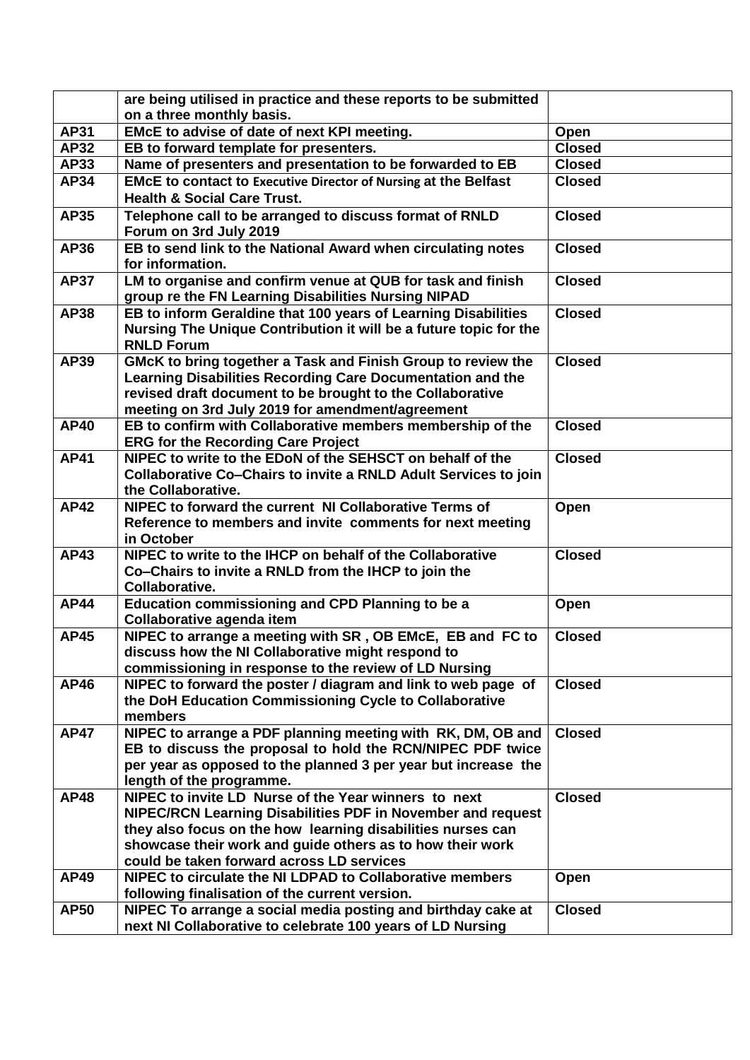| | | |
|---|---|---|
| | are being utilised in practice and these reports to be submitted on a three monthly basis. | |
| AP31 | EMcE to advise of date of next KPI meeting. | Open |
| AP32 | EB to forward template for presenters. | Closed |
| AP33 | Name of presenters and presentation to be forwarded to EB | Closed |
| AP34 | EMcE to contact to Executive Director of Nursing at the Belfast Health & Social Care Trust. | Closed |
| AP35 | Telephone call to be arranged to discuss format of RNLD Forum on 3rd July 2019 | Closed |
| AP36 | EB to send link to the National Award when circulating notes for information. | Closed |
| AP37 | LM to organise and confirm venue at QUB for task and finish group re the FN Learning Disabilities Nursing NIPAD | Closed |
| AP38 | EB to inform Geraldine that 100 years of Learning Disabilities Nursing The Unique Contribution it will be a future topic for the RNLD Forum | Closed |
| AP39 | GMcK to bring together a Task and Finish Group to review the Learning Disabilities Recording Care Documentation and the revised draft document to be brought to the Collaborative meeting on 3rd July 2019 for amendment/agreement | Closed |
| AP40 | EB to confirm with Collaborative members membership of the ERG for the Recording Care Project | Closed |
| AP41 | NIPEC to write to the EDoN of the SEHSCT on behalf of the Collaborative Co–Chairs to invite a RNLD Adult Services to join the Collaborative. | Closed |
| AP42 | NIPEC to forward the current NI Collaborative Terms of Reference to members and invite comments for next meeting in October | Open |
| AP43 | NIPEC to write to the IHCP on behalf of the Collaborative Co–Chairs to invite a RNLD from the IHCP to join the Collaborative. | Closed |
| AP44 | Education commissioning and CPD Planning to be a Collaborative agenda item | Open |
| AP45 | NIPEC to arrange a meeting with SR , OB EMcE, EB and FC to discuss how the NI Collaborative might respond to commissioning in response to the review of LD Nursing | Closed |
| AP46 | NIPEC to forward the poster / diagram and link to web page of the DoH Education Commissioning Cycle to Collaborative members | Closed |
| AP47 | NIPEC to arrange a PDF planning meeting with RK, DM, OB and EB to discuss the proposal to hold the RCN/NIPEC PDF twice per year as opposed to the planned 3 per year but increase the length of the programme. | Closed |
| AP48 | NIPEC to invite LD Nurse of the Year winners to next NIPEC/RCN Learning Disabilities PDF in November and request they also focus on the how learning disabilities nurses can showcase their work and guide others as to how their work could be taken forward across LD services | Closed |
| AP49 | NIPEC to circulate the NI LDPAD to Collaborative members following finalisation of the current version. | Open |
| AP50 | NIPEC To arrange a social media posting and birthday cake at next NI Collaborative to celebrate 100 years of LD Nursing | Closed |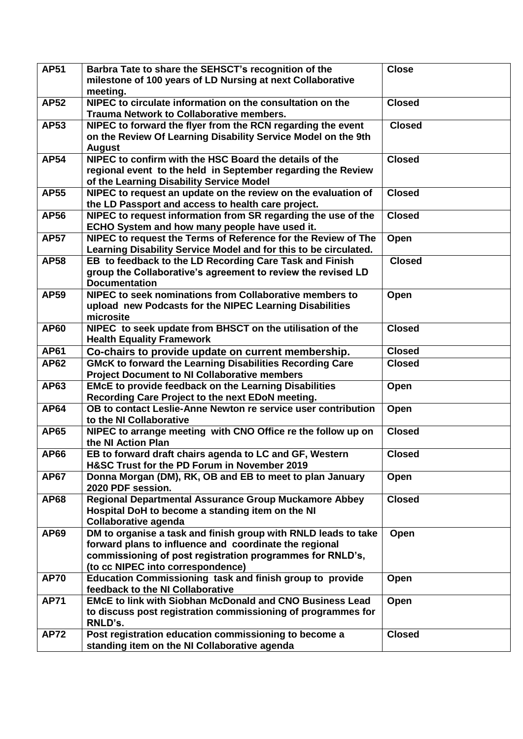| **AP51** | **Barbra Tate to share the SEHSCT's recognition of the milestone of 100 years of LD Nursing at next Collaborative meeting.** | **Close** |
|---|---|---|
| **AP52** | **NIPEC to circulate information on the consultation on the Trauma Network to Collaborative members.** | **Closed** |
| **AP53** | **NIPEC to forward the flyer from the RCN regarding the event on the Review Of Learning Disability Service Model on the 9th August** | **Closed** |
| **AP54** | **NIPEC to confirm with the HSC Board the details of the regional event to the held in September regarding the Review of the Learning Disability Service Model** | **Closed** |
| **AP55** | **NIPEC to request an update on the review on the evaluation of the LD Passport and access to health care project.** | **Closed** |
| **AP56** | **NIPEC to request information from SR regarding the use of the ECHO System and how many people have used it.** | **Closed** |
| **AP57** | **NIPEC to request the Terms of Reference for the Review of The Learning Disability Service Model and for this to be circulated.** | **Open** |
| **AP58** | **EB to feedback to the LD Recording Care Task and Finish group the Collaborative's agreement to review the revised LD Documentation** | **Closed** |
| **AP59** | **NIPEC to seek nominations from Collaborative members to upload new Podcasts for the NIPEC Learning Disabilities microsite** | **Open** |
| **AP60** | **NIPEC to seek update from BHSCT on the utilisation of the Health Equality Framework** | **Closed** |
| **AP61** | **Co-chairs to provide update on current membership.** | **Closed** |
| **AP62** | **GMcK to forward the Learning Disabilities Recording Care Project Document to NI Collaborative members** | **Closed** |
| **AP63** | **EMcE to provide feedback on the Learning Disabilities Recording Care Project to the next EDoN meeting.** | **Open** |
| **AP64** | **OB to contact Leslie-Anne Newton re service user contribution to the NI Collaborative** | **Open** |
| **AP65** | **NIPEC to arrange meeting with CNO Office re the follow up on the NI Action Plan** | **Closed** |
| **AP66** | **EB to forward draft chairs agenda to LC and GF, Western H&SC Trust for the PD Forum in November 2019** | **Closed** |
| **AP67** | **Donna Morgan (DM), RK, OB and EB to meet to plan January 2020 PDF session.** | **Open** |
| **AP68** | **Regional Departmental Assurance Group Muckamore Abbey Hospital DoH to become a standing item on the NI Collaborative agenda** | **Closed** |
| **AP69** | **DM to organise a task and finish group with RNLD leads to take forward plans to influence and coordinate the regional commissioning of post registration programmes for RNLD's, (to cc NIPEC into correspondence)** | **Open** |
| **AP70** | **Education Commissioning task and finish group to provide feedback to the NI Collaborative** | **Open** |
| **AP71** | **EMcE to link with Siobhan McDonald and CNO Business Lead to discuss post registration commissioning of programmes for RNLD's.** | **Open** |
| **AP72** | **Post registration education commissioning to become a standing item on the NI Collaborative agenda** | **Closed** |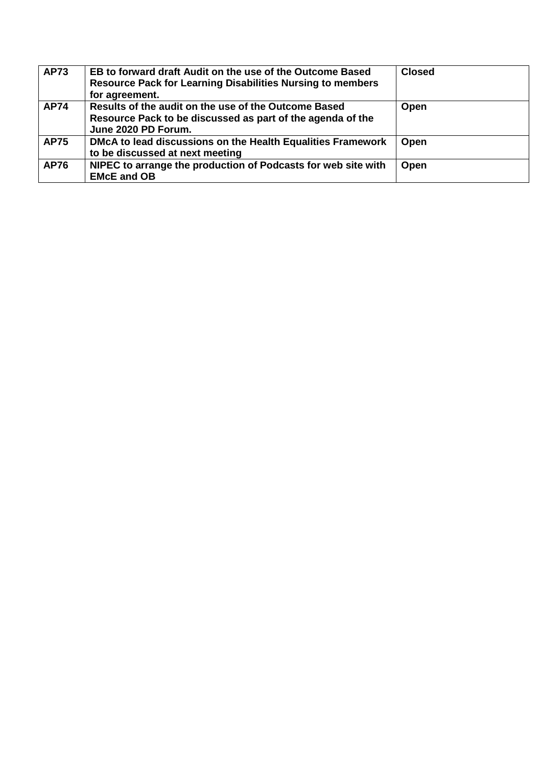| | | |
|---|---|---|
| **AP73** | **EB to forward draft Audit on the use of the Outcome Based Resource Pack for Learning Disabilities Nursing to members for agreement.** | **Closed** |
| **AP74** | **Results of the audit on the use of the Outcome Based Resource Pack to be discussed as part of the agenda of the June 2020 PD Forum.** | **Open** |
| **AP75** | **DMcA to lead discussions on the Health Equalities Framework to be discussed at next meeting** | **Open** |
| **AP76** | **NIPEC to arrange the production of Podcasts for web site with EMcE and OB** | **Open** |